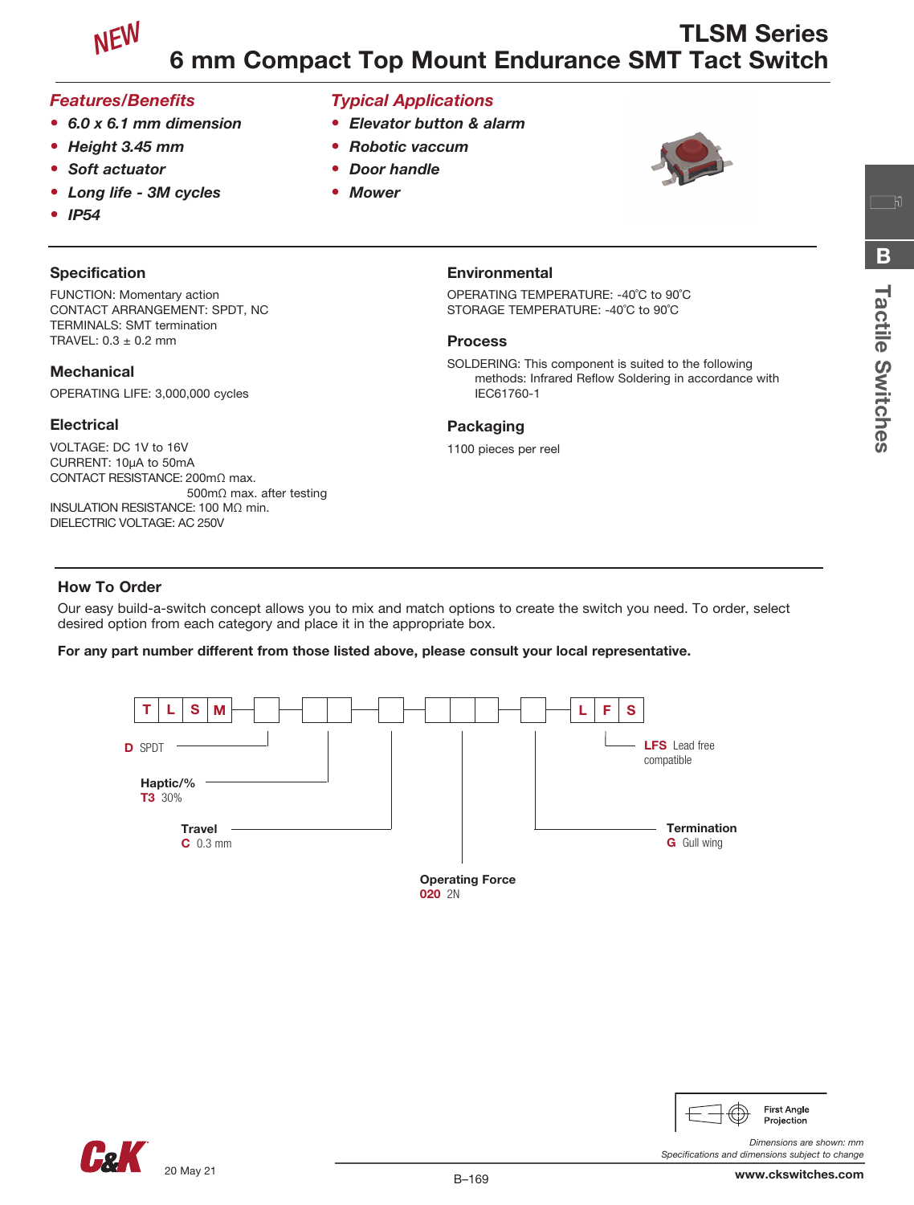NEW

# TLSM Series
## 6 mm Compact Top Mount Endurance SMT Tact Switch

### *Features/Benefits*

- ***6.0 x 6.1 mm dimension***
- ***Height 3.45 mm***
- ***Soft actuator***
- ***Long life - 3M cycles***
- ***IP54***

### *Typical Applications*

- ***Elevator button & alarm***
- ***Robotic vaccum***
- ***Door handle***
- ***Mower***

### Specification

FUNCTION: Momentary action
CONTACT ARRANGEMENT: SPDT, NC
TERMINALS: SMT termination
TRAVEL: 0.3 ± 0.2 mm

### Mechanical

OPERATING LIFE: 3,000,000 cycles

### Electrical

VOLTAGE: DC 1V to 16V
CURRENT: 10µA to 50mA
CONTACT RESISTANCE: 200mΩ max.
500mΩ max. after testing
INSULATION RESISTANCE: 100 MΩ min.
DIELECTRIC VOLTAGE: AC 250V

### Environmental

OPERATING TEMPERATURE: -40°C to 90°C
STORAGE TEMPERATURE: -40°C to 90°C

### Process

SOLDERING: This component is suited to the following methods: Infrared Reflow Soldering in accordance with IEC61760-1

### Packaging

1100 pieces per reel

### How To Order

Our easy build-a-switch concept allows you to mix and match options to create the switch you need. To order, select desired option from each category and place it in the appropriate box.

**For any part number different from those listed above, please consult your local representative.**

T L S M [ ] - [ ][ ] - [ ] - [ ][ ][ ] - [ ] - L F S

- **D** SPDT
- **Haptic/%**
  - **T3** 30%
- **Travel**
  - **C** 0.3 mm
- **Operating Force**
  - **020** 2N
- **Termination**
  - **G** Gull wing
- **LFS** Lead free compatible

First Angle Projection

*Dimensions are shown: mm*
*Specifications and dimensions subject to change*

20 May 21

www.ckswitches.com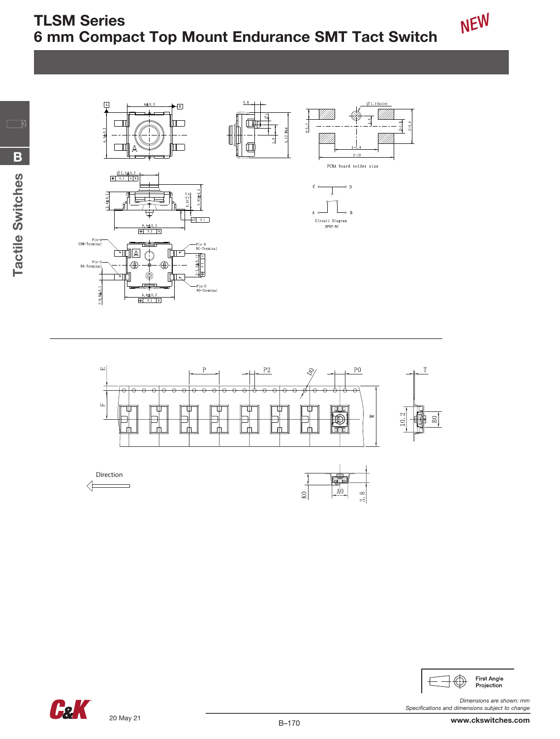# TLSM Series
## 6 mm Compact Top Mount Endurance SMT Tact Switch

NEW

6±0.2

6.1±0.2

0.8

6.15 Max

2.4

Ø1.3 (hole)

4-1.4

1.4

2-3.8

2-4.6

2-5.8

2-10

PCBA board solder size

Ø2.5±0.2

2.4±0.1

0.05+0.10/-0.05

3.45±0.2

9.6±0.3

C

D

A

B

Circuit Diagram
SPDT-NC

Pin-A
COM-Terminal

Pin-B
NC-Terminal

Pin-C
NO-Terminal

Pin-D
NO-Terminal

2-3.0±0.15

6.6±0.2

5-0.8±0.1

E

F

P

P2

D0

P0

T

W

10.2

B0

Direction

K0

A0

3.8

First Angle Projection

*Dimensions are shown: mm*
*Specifications and dimensions subject to change*

20 May 21

www.ckswitches.com